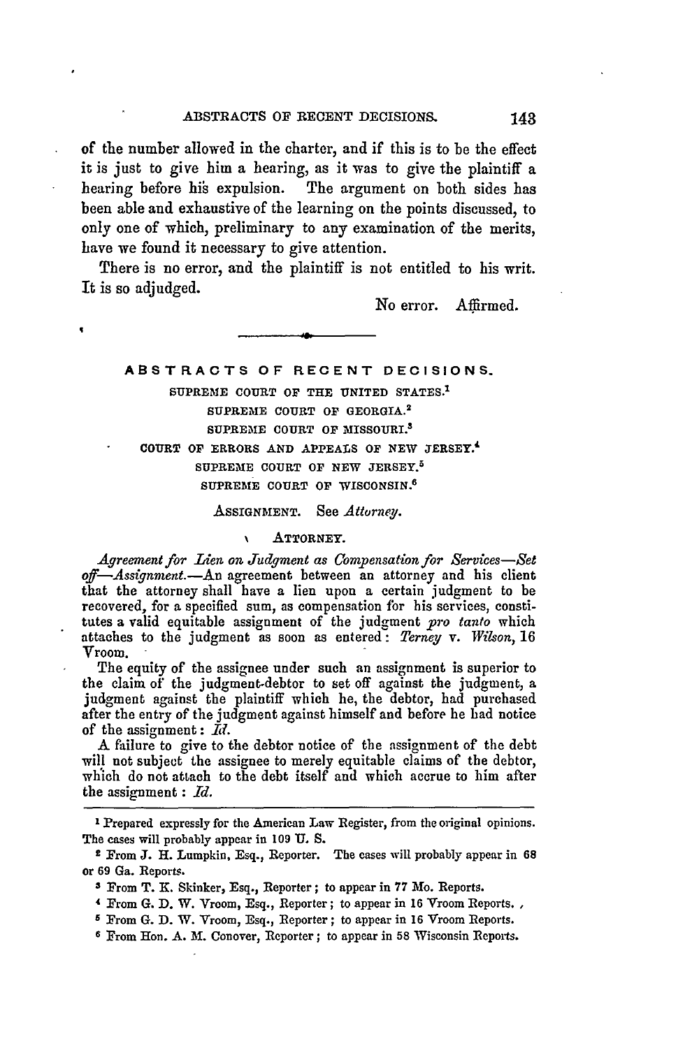of the number allowed in the charter, and if this is to be the effect it is just to give him a hearing, as it was to give the plaintiff a hearing before his expulsion. The argument on both sides has been able and exhaustive of the learning on the points discussed, to only one of which, preliminary to any examination of the merits, have we found it necessary to give attention.

There is no error, and the plaintiff is not entitled to his writ. It is so adjudged.

No error. Affirmed.

---

## ABSTRACTS OF RECENT DECISIONS.

SUPREME COURT OF THE UNITED STATES.[1]
SUPREME COURT OF GEORGIA.[2]
SUPREME COURT OF MISSOURI.[3]
COURT OF ERRORS AND APPEALS OF NEW JERSEY.[4]
SUPREME COURT OF NEW JERSEY.[5]
SUPREME COURT OF WISCONSIN.[6]

ASSIGNMENT. See *Attorney.*

ATTORNEY.

*Agreement for Lien on Judgment as Compensation for Services—Set off—Assignment.*—An agreement between an attorney and his client that the attorney shall have a lien upon a certain judgment to be recovered, for a specified sum, as compensation for his services, constitutes a valid equitable assignment of the judgment *pro tanto* which attaches to the judgment as soon as entered: *Terney* v. *Wilson*, 16 Vroom.

The equity of the assignee under such an assignment is superior to the claim of the judgment-debtor to set off against the judgment, a judgment against the plaintiff which he, the debtor, had purchased after the entry of the judgment against himself and before he had notice of the assignment: *Id.*

A failure to give to the debtor notice of the assignment of the debt will not subject the assignee to merely equitable claims of the debtor, which do not attach to the debt itself and which accrue to him after the assignment: *Id.*

---

[1] Prepared expressly for the American Law Register, from the original opinions. The cases will probably appear in 109 U. S.

[2] From J. H. Lumpkin, Esq., Reporter. The cases will probably appear in 68 or 69 Ga. Reports.

[3] From T. K. Skinker, Esq., Reporter; to appear in 77 Mo. Reports.

[4] From G. D. W. Vroom, Esq., Reporter; to appear in 16 Vroom Reports.

[5] From G. D. W. Vroom, Esq., Reporter; to appear in 16 Vroom Reports.

[6] From Hon. A. M. Conover, Reporter; to appear in 58 Wisconsin Reports.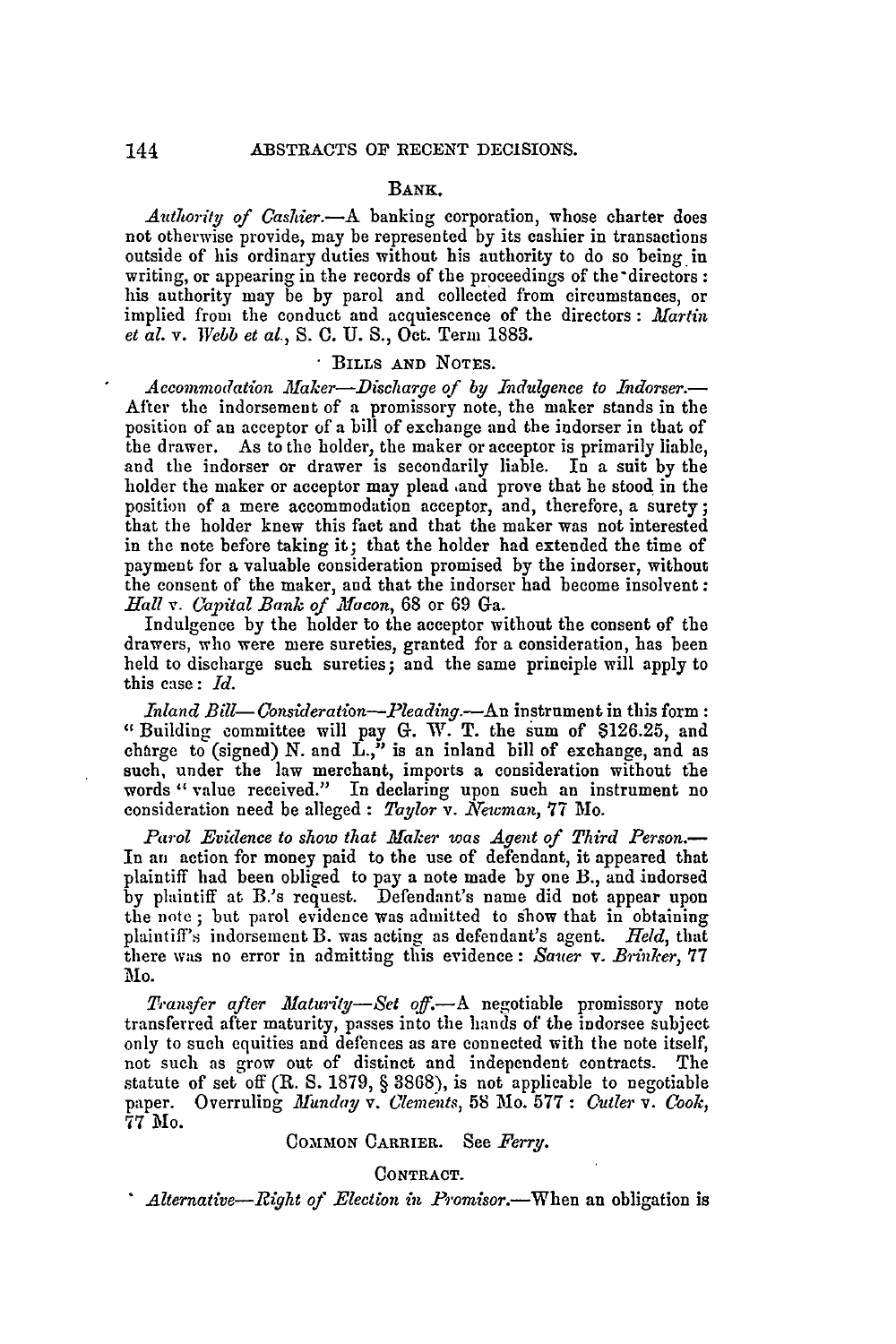## BANK.

*Authority of Cashier.*—A banking corporation, whose charter does not otherwise provide, may be represented by its cashier in transactions outside of his ordinary duties without his authority to do so being in writing, or appearing in the records of the proceedings of the directors: his authority may be by parol and collected from circumstances, or implied from the conduct and acquiescence of the directors: *Martin et al.* v. *Webb et al.*, S. C. U. S., Oct. Term 1883.

## BILLS AND NOTES.

*Accommodation Maker—Discharge of by Indulgence to Indorser.*—After the indorsement of a promissory note, the maker stands in the position of an acceptor of a bill of exchange and the indorser in that of the drawer. As to the holder, the maker or acceptor is primarily liable, and the indorser or drawer is secondarily liable. In a suit by the holder the maker or acceptor may plead and prove that he stood in the position of a mere accommodation acceptor, and, therefore, a surety; that the holder knew this fact and that the maker was not interested in the note before taking it; that the holder had extended the time of payment for a valuable consideration promised by the indorser, without the consent of the maker, and that the indorser had become insolvent: *Hall* v. *Capital Bank of Macon*, 68 or 69 Ga.

Indulgence by the holder to the acceptor without the consent of the drawers, who were mere sureties, granted for a consideration, has been held to discharge such sureties; and the same principle will apply to this case: *Id.*

*Inland Bill—Consideration—Pleading.*—An instrument in this form: "Building committee will pay G. W. T. the sum of $126.25, and charge to (signed) N. and L.," is an inland bill of exchange, and as such, under the law merchant, imports a consideration without the words "value received." In declaring upon such an instrument no consideration need be alleged: *Taylor* v. *Newman*, 77 Mo.

*Parol Evidence to show that Maker was Agent of Third Person.*—In an action for money paid to the use of defendant, it appeared that plaintiff had been obliged to pay a note made by one B., and indorsed by plaintiff at B.'s request. Defendant's name did not appear upon the note; but parol evidence was admitted to show that in obtaining plaintiff's indorsement B. was acting as defendant's agent. *Held*, that there was no error in admitting this evidence: *Sauer* v. *Brinker*, 77 Mo.

*Transfer after Maturity—Set off.*—A negotiable promissory note transferred after maturity, passes into the hands of the indorsee subject only to such equities and defences as are connected with the note itself, not such as grow out of distinct and independent contracts. The statute of set off (R. S. 1879, § 3868), is not applicable to negotiable paper. Overruling *Munday* v. *Clements*, 58 Mo. 577: *Cutler* v. *Cook*, 77 Mo.

COMMON CARRIER. See *Ferry*.

## CONTRACT.

*Alternative—Right of Election in Promisor.*—When an obligation is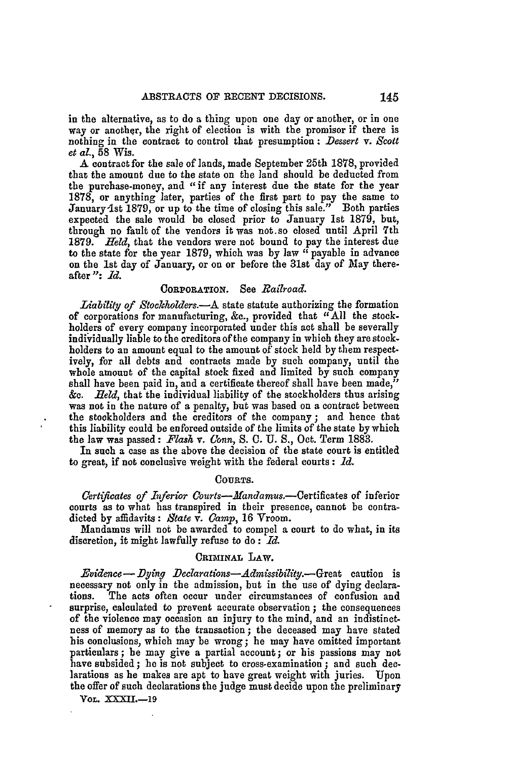in the alternative, as to do a thing upon one day or another, or in one way or another, the right of election is with the promisor if there is nothing in the contract to control that presumption: *Dessert* v. *Scott et al.*, 58 Wis.

A contract for the sale of lands, made September 25th 1878, provided that the amount due to the state on the land should be deducted from the purchase-money, and "if any interest due the state for the year 1878, or anything later, parties of the first part to pay the same to January 1st 1879, or up to the time of closing this sale." Both parties expected the sale would be closed prior to January 1st 1879, but, through no fault of the vendors it was not so closed until April 7th 1879. *Held*, that the vendors were not bound to pay the interest due to the state for the year 1879, which was by law "payable in advance on the 1st day of January, or on or before the 31st day of May thereafter": *Id.*

### CORPORATION. See *Railroad.*

*Liability of Stockholders.*—A state statute authorizing the formation of corporations for manufacturing, &c., provided that "All the stockholders of every company incorporated under this act shall be severally individually liable to the creditors of the company in which they are stockholders to an amount equal to the amount of stock held by them respectively, for all debts and contracts made by such company, until the whole amount of the capital stock fixed and limited by such company shall have been paid in, and a certificate thereof shall have been made," &c. *Held*, that the individual liability of the stockholders thus arising was not in the nature of a penalty, but was based on a contract between the stockholders and the creditors of the company; and hence that this liability could be enforced outside of the limits of the state by which the law was passed: *Flash* v. *Conn*, S. C. U. S., Oct. Term 1883.

In such a case as the above the decision of the state court is entitled to great, if not conclusive weight with the federal courts: *Id.*

### COURTS.

*Certificates of Inferior Courts—Mandamus.*—Certificates of inferior courts as to what has transpired in their presence, cannot be contradicted by affidavits: *State* v. *Camp*, 16 Vroom.

Mandamus will not be awarded to compel a court to do what, in its discretion, it might lawfully refuse to do: *Id.*

### CRIMINAL LAW.

*Evidence—Dying Declarations—Admissibility.*—Great caution is necessary not only in the admission, but in the use of dying declarations. The acts often occur under circumstances of confusion and surprise, calculated to prevent accurate observation; the consequences of the violence may occasion an injury to the mind, and an indistinctness of memory as to the transaction; the deceased may have stated his conclusions, which may be wrong; he may have omitted important particulars; he may give a partial account; or his passions may not have subsided; he is not subject to cross-examination; and such declarations as he makes are apt to have great weight with juries. Upon the offer of such declarations the judge must decide upon the preliminary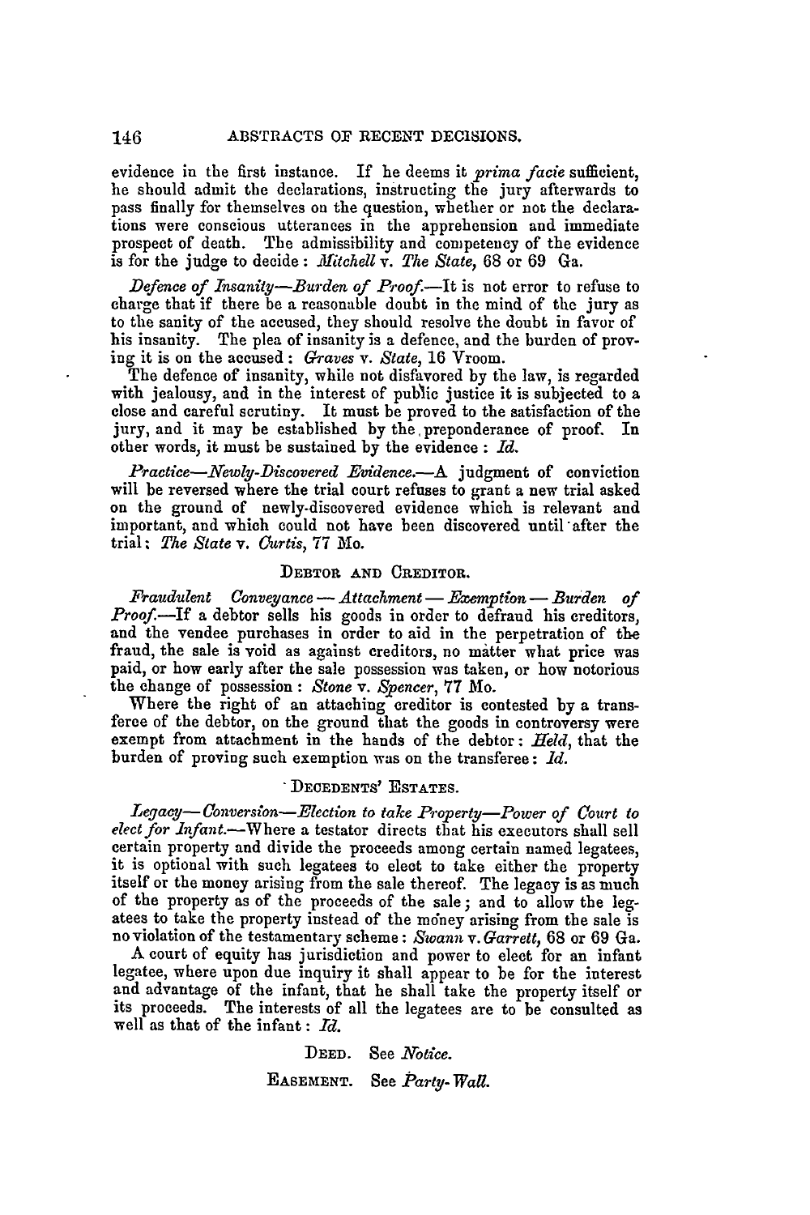evidence in the first instance. If he deems it *prima facie* sufficient, he should admit the declarations, instructing the jury afterwards to pass finally for themselves on the question, whether or not the declarations were conscious utterances in the apprehension and immediate prospect of death. The admissibility and competency of the evidence is for the judge to decide: *Mitchell* v. *The State*, 68 or 69 Ga.

*Defence of Insanity—Burden of Proof.*—It is not error to refuse to charge that if there be a reasonable doubt in the mind of the jury as to the sanity of the accused, they should resolve the doubt in favor of his insanity. The plea of insanity is a defence, and the burden of proving it is on the accused: *Graves* v. *State*, 16 Vroom.

The defence of insanity, while not disfavored by the law, is regarded with jealousy, and in the interest of public justice it is subjected to a close and careful scrutiny. It must be proved to the satisfaction of the jury, and it may be established by the preponderance of proof. In other words, it must be sustained by the evidence: *Id.*

*Practice—Newly-Discovered Evidence.*—A judgment of conviction will be reversed where the trial court refuses to grant a new trial asked on the ground of newly-discovered evidence which is relevant and important, and which could not have been discovered until after the trial; *The State* v. *Curtis*, 77 Mo.

### DEBTOR AND CREDITOR.

*Fraudulent Conveyance — Attachment — Exemption — Burden of Proof.*—If a debtor sells his goods in order to defraud his creditors, and the vendee purchases in order to aid in the perpetration of the fraud, the sale is void as against creditors, no matter what price was paid, or how early after the sale possession was taken, or how notorious the change of possession: *Stone* v. *Spencer*, 77 Mo.

Where the right of an attaching creditor is contested by a transferee of the debtor, on the ground that the goods in controversy were exempt from attachment in the hands of the debtor: *Held*, that the burden of proving such exemption was on the transferee: *Id.*

### DECEDENTS' ESTATES.

*Legacy—Conversion—Election to take Property—Power of Court to elect for Infant.*—Where a testator directs that his executors shall sell certain property and divide the proceeds among certain named legatees, it is optional with such legatees to elect to take either the property itself or the money arising from the sale thereof. The legacy is as much of the property as of the proceeds of the sale; and to allow the legatees to take the property instead of the money arising from the sale is no violation of the testamentary scheme: *Swann* v. *Garrett*, 68 or 69 Ga.

A court of equity has jurisdiction and power to elect for an infant legatee, where upon due inquiry it shall appear to be for the interest and advantage of the infant, that he shall take the property itself or its proceeds. The interests of all the legatees are to be consulted as well as that of the infant: *Id.*

DEED. See *Notice.*

EASEMENT. See *Party-Wall.*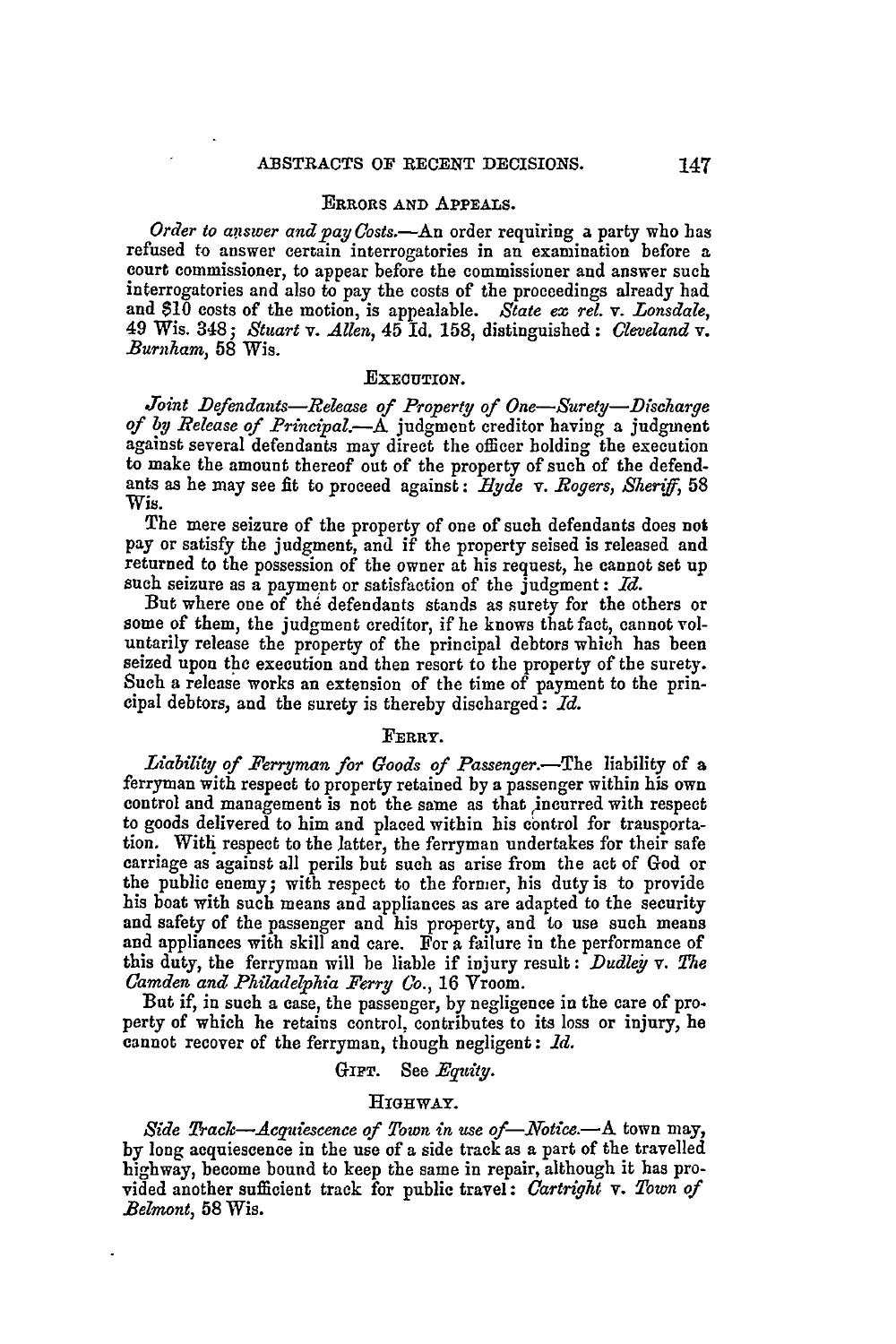### ERRORS AND APPEALS.

*Order to answer and pay Costs.*—An order requiring a party who has refused to answer certain interrogatories in an examination before a court commissioner, to appear before the commissioner and answer such interrogatories and also to pay the costs of the proceedings already had and $10 costs of the motion, is appealable. *State ex rel.* v. *Lonsdale*, 49 Wis. 348; *Stuart* v. *Allen*, 45 Id. 158, distinguished: *Cleveland* v. *Burnham*, 58 Wis.

### EXECUTION.

*Joint Defendants—Release of Property of One—Surety—Discharge of by Release of Principal.*—A judgment creditor having a judgment against several defendants may direct the officer holding the execution to make the amount thereof out of the property of such of the defendants as he may see fit to proceed against: *Hyde* v. *Rogers, Sheriff*, 58 Wis.

The mere seizure of the property of one of such defendants does not pay or satisfy the judgment, and if the property seised is released and returned to the possession of the owner at his request, he cannot set up such seizure as a payment or satisfaction of the judgment: *Id.*

But where one of the defendants stands as surety for the others or some of them, the judgment creditor, if he knows that fact, cannot voluntarily release the property of the principal debtors which has been seized upon the execution and then resort to the property of the surety. Such a release works an extension of the time of payment to the principal debtors, and the surety is thereby discharged: *Id.*

### FERRY.

*Liability of Ferryman for Goods of Passenger.*—The liability of a ferryman with respect to property retained by a passenger within his own control and management is not the same as that incurred with respect to goods delivered to him and placed within his control for transportation. With respect to the latter, the ferryman undertakes for their safe carriage as against all perils but such as arise from the act of God or the public enemy; with respect to the former, his duty is to provide his boat with such means and appliances as are adapted to the security and safety of the passenger and his property, and to use such means and appliances with skill and care. For a failure in the performance of this duty, the ferryman will be liable if injury result: *Dudley* v. *The Camden and Philadelphia Ferry Co.*, 16 Vroom.

But if, in such a case, the passenger, by negligence in the care of property of which he retains control, contributes to its loss or injury, he cannot recover of the ferryman, though negligent: *Id.*

GIFT. See *Equity.*

### HIGHWAY.

*Side Track—Acquiescence of Town in use of—Notice.*—A town may, by long acquiescence in the use of a side track as a part of the travelled highway, become bound to keep the same in repair, although it has provided another sufficient track for public travel: *Cartright* v. *Town of Belmont*, 58 Wis.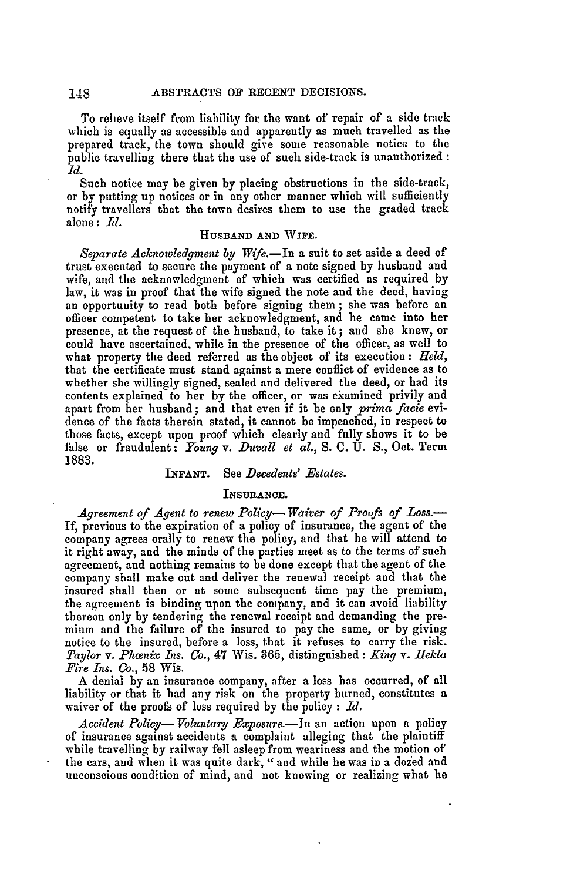To relieve itself from liability for the want of repair of a side track which is equally as accessible and apparently as much travelled as the prepared track, the town should give some reasonable notice to the public travelling there that the use of such side-track is unauthorized: *Id.*

Such notice may be given by placing obstructions in the side-track, or by putting up notices or in any other manner which will sufficiently notify travellers that the town desires them to use the graded track alone: *Id.*

### HUSBAND AND WIFE.

*Separate Acknowledgment by Wife.*—In a suit to set aside a deed of trust executed to secure the payment of a note signed by husband and wife, and the acknowledgment of which was certified as required by law, it was in proof that the wife signed the note and the deed, having an opportunity to read both before signing them; she was before an officer competent to take her acknowledgment, and he came into her presence, at the request of the husband, to take it; and she knew, or could have ascertained, while in the presence of the officer, as well to what property the deed referred as the object of its execution: *Held,* that the certificate must stand against a mere conflict of evidence as to whether she willingly signed, sealed and delivered the deed, or had its contents explained to her by the officer, or was examined privily and apart from her husband; and that even if it be only *prima facie* evidence of the facts therein stated, it cannot be impeached, in respect to those facts, except upon proof which clearly and fully shows it to be false or fraudulent: *Young* v. *Duvall et al.*, S. C. U. S., Oct. Term 1883.

### INFANT. See *Decedents' Estates.*

### INSURANCE.

*Agreement of Agent to renew Policy—Waiver of Proofs of Loss.*—If, previous to the expiration of a policy of insurance, the agent of the company agrees orally to renew the policy, and that he will attend to it right away, and the minds of the parties meet as to the terms of such agreement, and nothing remains to be done except that the agent of the company shall make out and deliver the renewal receipt and that the insured shall then or at some subsequent time pay the premium, the agreement is binding upon the company, and it can avoid liability thereon only by tendering the renewal receipt and demanding the premium and the failure of the insured to pay the same, or by giving notice to the insured, before a loss, that it refuses to carry the risk. *Taylor* v. *Phœnix Ins. Co.*, 47 Wis. 365, distinguished: *King* v. *Hekla Fire Ins. Co.*, 58 Wis.

A denial by an insurance company, after a loss has occurred, of all liability or that it had any risk on the property burned, constitutes a waiver of the proofs of loss required by the policy: *Id.*

*Accident Policy—Voluntary Exposure.*—In an action upon a policy of insurance against accidents a complaint alleging that the plaintiff while travelling by railway fell asleep from weariness and the motion of the cars, and when it was quite dark, "and while he was in a dozed and unconscious condition of mind, and not knowing or realizing what he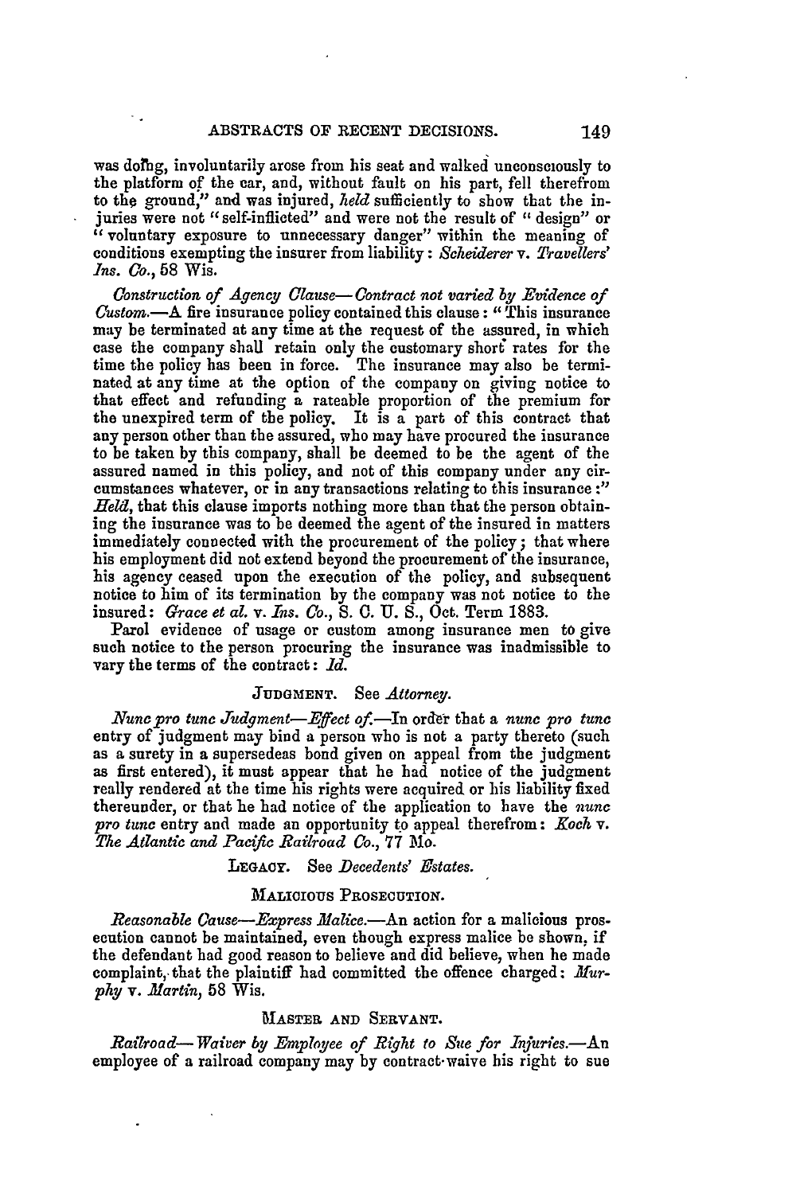was doing, involuntarily arose from his seat and walked unconsciously to the platform of the car, and, without fault on his part, fell therefrom to the ground," and was injured, *held* sufficiently to show that the injuries were not "self-inflicted" and were not the result of "design" or "voluntary exposure to unnecessary danger" within the meaning of conditions exempting the insurer from liability: *Scheiderer* v. *Travellers' Ins. Co.*, 58 Wis.

*Construction of Agency Clause—Contract not varied by Evidence of Custom.*—A fire insurance policy contained this clause: "This insurance may be terminated at any time at the request of the assured, in which case the company shall retain only the customary short rates for the time the policy has been in force. The insurance may also be terminated at any time at the option of the company on giving notice to that effect and refunding a rateable proportion of the premium for the unexpired term of the policy. It is a part of this contract that any person other than the assured, who may have procured the insurance to be taken by this company, shall be deemed to be the agent of the assured named in this policy, and not of this company under any circumstances whatever, or in any transactions relating to this insurance:" *Held*, that this clause imports nothing more than that the person obtaining the insurance was to be deemed the agent of the insured in matters immediately connected with the procurement of the policy; that where his employment did not extend beyond the procurement of the insurance, his agency ceased upon the execution of the policy, and subsequent notice to him of its termination by the company was not notice to the insured: *Grace et al.* v. *Ins. Co.*, S. C. U. S., Oct. Term 1883.

Parol evidence of usage or custom among insurance men to give such notice to the person procuring the insurance was inadmissible to vary the terms of the contract: *Id.*

JUDGMENT. See *Attorney*.

*Nunc pro tunc Judgment—Effect of.*—In order that a *nunc pro tunc* entry of judgment may bind a person who is not a party thereto (such as a surety in a supersedeas bond given on appeal from the judgment as first entered), it must appear that he had notice of the judgment really rendered at the time his rights were acquired or his liability fixed thereunder, or that he had notice of the application to have the *nunc pro tunc* entry and made an opportunity to appeal therefrom: *Koch* v. *The Atlantic and Pacific Railroad Co.*, 77 Mo.

LEGACY. See *Decedents' Estates*.

MALICIOUS PROSECUTION.

*Reasonable Cause—Express Malice.*—An action for a malicious prosecution cannot be maintained, even though express malice be shown, if the defendant had good reason to believe and did believe, when he made complaint, that the plaintiff had committed the offence charged: *Murphy* v. *Martin*, 58 Wis.

MASTER AND SERVANT.

*Railroad—Waiver by Employee of Right to Sue for Injuries.*—An employee of a railroad company may by contract waive his right to sue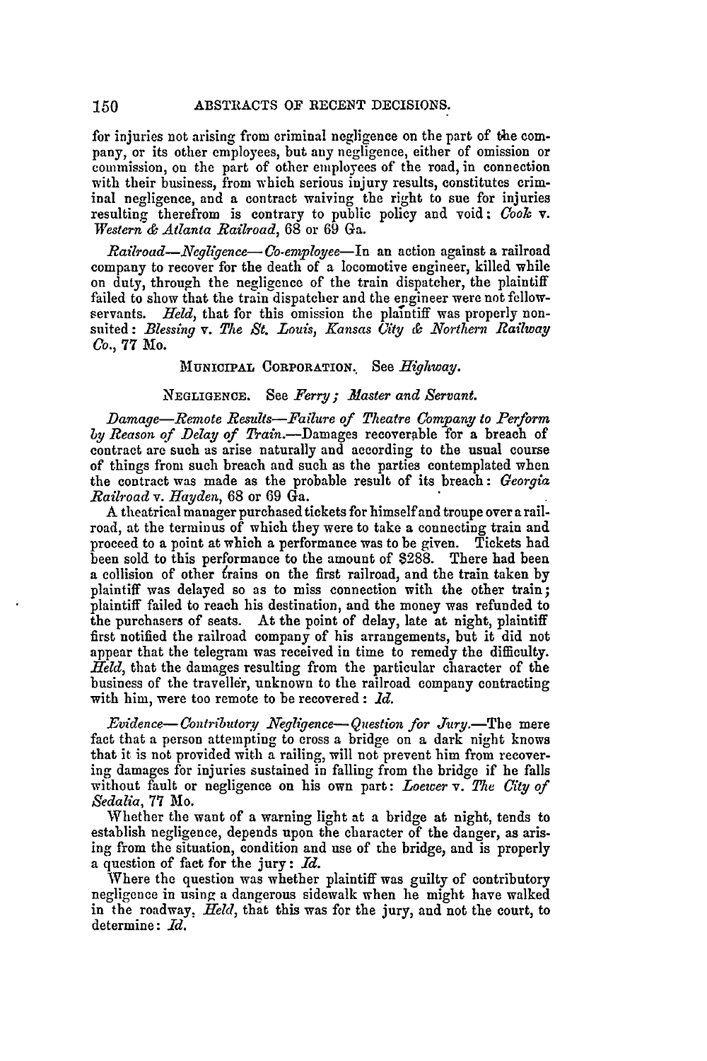for injuries not arising from criminal negligence on the part of the company, or its other employees, but any negligence, either of omission or commission, on the part of other employees of the road, in connection with their business, from which serious injury results, constitutes criminal negligence, and a contract waiving the right to sue for injuries resulting therefrom is contrary to public policy and void: *Cook* v. *Western & Atlanta Railroad*, 68 or 69 Ga.

*Railroad—Negligence—Co-employee*—In an action against a railroad company to recover for the death of a locomotive engineer, killed while on duty, through the negligence of the train dispatcher, the plaintiff failed to show that the train dispatcher and the engineer were not fellow-servants. *Held*, that for this omission the plaintiff was properly nonsuited: *Blessing* v. *The St. Louis, Kansas City & Northern Railway Co.*, 77 Mo.

MUNICIPAL CORPORATION. See *Highway*.

NEGLIGENCE. See *Ferry; Master and Servant*.

*Damage—Remote Results—Failure of Theatre Company to Perform by Reason of Delay of Train.*—Damages recoverable for a breach of contract are such as arise naturally and according to the usual course of things from such breach and such as the parties contemplated when the contract was made as the probable result of its breach: *Georgia Railroad* v. *Hayden*, 68 or 69 Ga.

A theatrical manager purchased tickets for himself and troupe over a railroad, at the terminus of which they were to take a connecting train and proceed to a point at which a performance was to be given. Tickets had been sold to this performance to the amount of $288. There had been a collision of other trains on the first railroad, and the train taken by plaintiff was delayed so as to miss connection with the other train; plaintiff failed to reach his destination, and the money was refunded to the purchasers of seats. At the point of delay, late at night, plaintiff first notified the railroad company of his arrangements, but it did not appear that the telegram was received in time to remedy the difficulty. *Held*, that the damages resulting from the particular character of the business of the traveller, unknown to the railroad company contracting with him, were too remote to be recovered: *Id.*

*Evidence—Contributory Negligence—Question for Jury.*—The mere fact that a person attempting to cross a bridge on a dark night knows that it is not provided with a railing, will not prevent him from recovering damages for injuries sustained in falling from the bridge if he falls without fault or negligence on his own part: *Loewer* v. *The City of Sedalia*, 77 Mo.

Whether the want of a warning light at a bridge at night, tends to establish negligence, depends upon the character of the danger, as arising from the situation, condition and use of the bridge, and is properly a question of fact for the jury: *Id.*

Where the question was whether plaintiff was guilty of contributory negligence in using a dangerous sidewalk when he might have walked in the roadway, *Held*, that this was for the jury, and not the court, to determine: *Id.*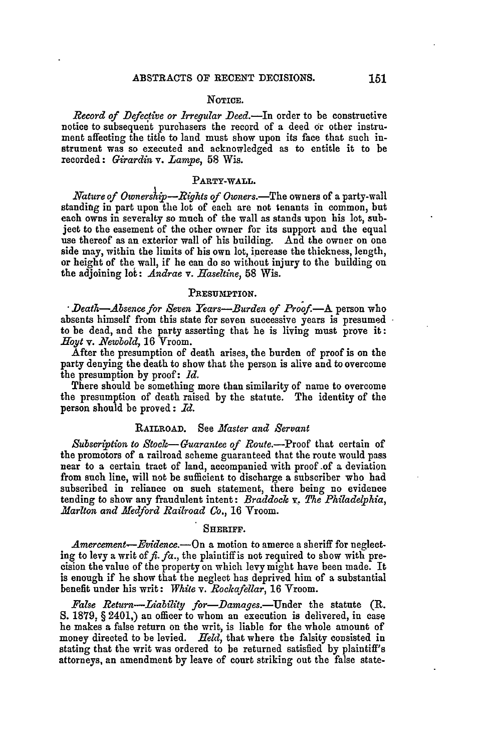### NOTICE.

*Record of Defective or Irregular Deed.*—In order to be constructive notice to subsequent purchasers the record of a deed or other instrument affecting the title to land must show upon its face that such instrument was so executed and acknowledged as to entitle it to be recorded: *Girardin* v. *Lampe*, 58 Wis.

### PARTY-WALL.

*Nature of Ownership—Rights of Owners.*—The owners of a party-wall standing in part upon the lot of each are not tenants in common, but each owns in severalty so much of the wall as stands upon his lot, subject to the easement of the other owner for its support and the equal use thereof as an exterior wall of his building. And the owner on one side may, within the limits of his own lot, increase the thickness, length, or height of the wall, if he can do so without injury to the building on the adjoining lot: *Andrae* v. *Haseltine*, 58 Wis.

### PRESUMPTION.

*Death—Absence for Seven Years—Burden of Proof.*—A person who absents himself from this state for seven successive years is presumed to be dead, and the party asserting that he is living must prove it: *Hoyt* v. *Newbold*, 16 Vroom.

After the presumption of death arises, the burden of proof is on the party denying the death to show that the person is alive and to overcome the presumption by proof: *Id.*

There should be something more than similarity of name to overcome the presumption of death raised by the statute. The identity of the person should be proved: *Id.*

### RAILROAD. See *Master and Servant*

*Subscription to Stock—Guarantee of Route.*—Proof that certain of the promotors of a railroad scheme guaranteed that the route would pass near to a certain tract of land, accompanied with proof of a deviation from such line, will not be sufficient to discharge a subscriber who had subscribed in reliance on such statement, there being no evidence tending to show any fraudulent intent: *Braddock* v. *The Philadelphia, Marlton and Medford Railroad Co.*, 16 Vroom.

### SHERIFF.

*Amercement—Evidence.*—On a motion to amerce a sheriff for neglecting to levy a writ of *fi. fa.*, the plaintiff is not required to show with precision the value of the property on which levy might have been made. It is enough if he show that the neglect has deprived him of a substantial benefit under his writ: *White* v. *Rockafellar*, 16 Vroom.

*False Return—Liability for—Damages.*—Under the statute (R. S. 1879, § 2401,) an officer to whom an execution is delivered, in case he makes a false return on the writ, is liable for the whole amount of money directed to be levied. *Held*, that where the falsity consisted in stating that the writ was ordered to be returned satisfied by plaintiff's attorneys, an amendment by leave of court striking out the false state-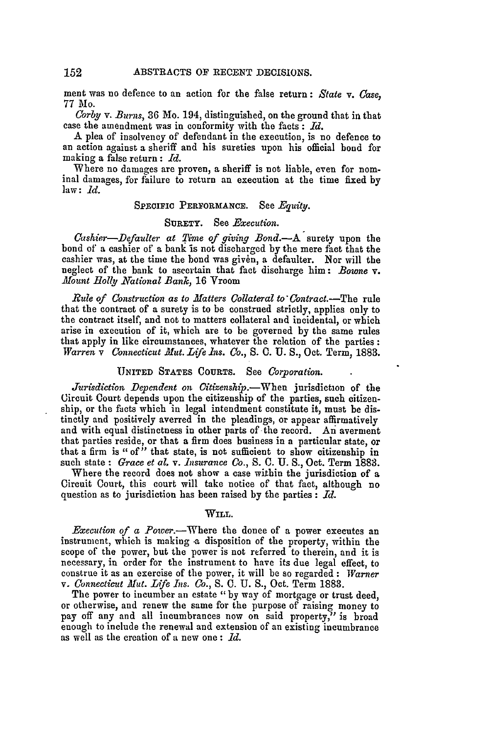ment was no defence to an action for the false return: *State* v. *Case*, 77 Mo.

*Corby* v. *Burns*, 36 Mo. 194, distinguished, on the ground that in that case the amendment was in conformity with the facts: *Id.*

A plea of insolvency of defendant in the execution, is no defence to an action against a sheriff and his sureties upon his official bond for making a false return: *Id.*

Where no damages are proven, a sheriff is not liable, even for nominal damages, for failure to return an execution at the time fixed by law: *Id.*

SPECIFIC PERFORMANCE. See *Equity*.

SURETY. See *Execution*.

*Cashier—Defaulter at Time of giving Bond.*—A surety upon the bond of a cashier of a bank is not discharged by the mere fact that the cashier was, at the time the bond was given, a defaulter. Nor will the neglect of the bank to ascertain that fact discharge him: *Bowne* v. *Mount Holly National Bank*, 16 Vroom

*Rule of Construction as to Matters Collateral to Contract.*—The rule that the contract of a surety is to be construed strictly, applies only to the contract itself, and not to matters collateral and incidental, or which arise in execution of it, which are to be governed by the same rules that apply in like circumstances, whatever the relation of the parties: *Warren* v *Connecticut Mut. Life Ins. Co.*, S. C. U. S., Oct. Term, 1883.

UNITED STATES COURTS. See *Corporation*.

*Jurisdiction Dependent on Citizenship.*—When jurisdiction of the Circuit Court depends upon the citizenship of the parties, such citizenship, or the facts which in legal intendment constitute it, must be distinctly and positively averred in the pleadings, or appear affirmatively and with equal distinctness in other parts of the record. An averment that parties reside, or that a firm does business in a particular state, or that a firm is "of" that state, is not sufficient to show citizenship in such state: *Grace et al.* v. *Insurance Co.*, S. C. U. S., Oct. Term 1883.

Where the record does not show a case within the jurisdiction of a Circuit Court, this court will take notice of that fact, although no question as to jurisdiction has been raised by the parties: *Id.*

WILL.

*Execution of a Power.*—Where the donee of a power executes an instrument, which is making a disposition of the property, within the scope of the power, but the power is not referred to therein, and it is necessary, in order for the instrument to have its due legal effect, to construe it as an exercise of the power, it will be so regarded: *Warner* v. *Connecticut Mut. Life Ins. Co.*, S. C. U. S., Oct. Term 1883.

The power to incumber an estate "by way of mortgage or trust deed, or otherwise, and renew the same for the purpose of raising money to pay off any and all incumbrances now on said property," is broad enough to include the renewal and extension of an existing incumbrance as well as the creation of a new one: *Id.*